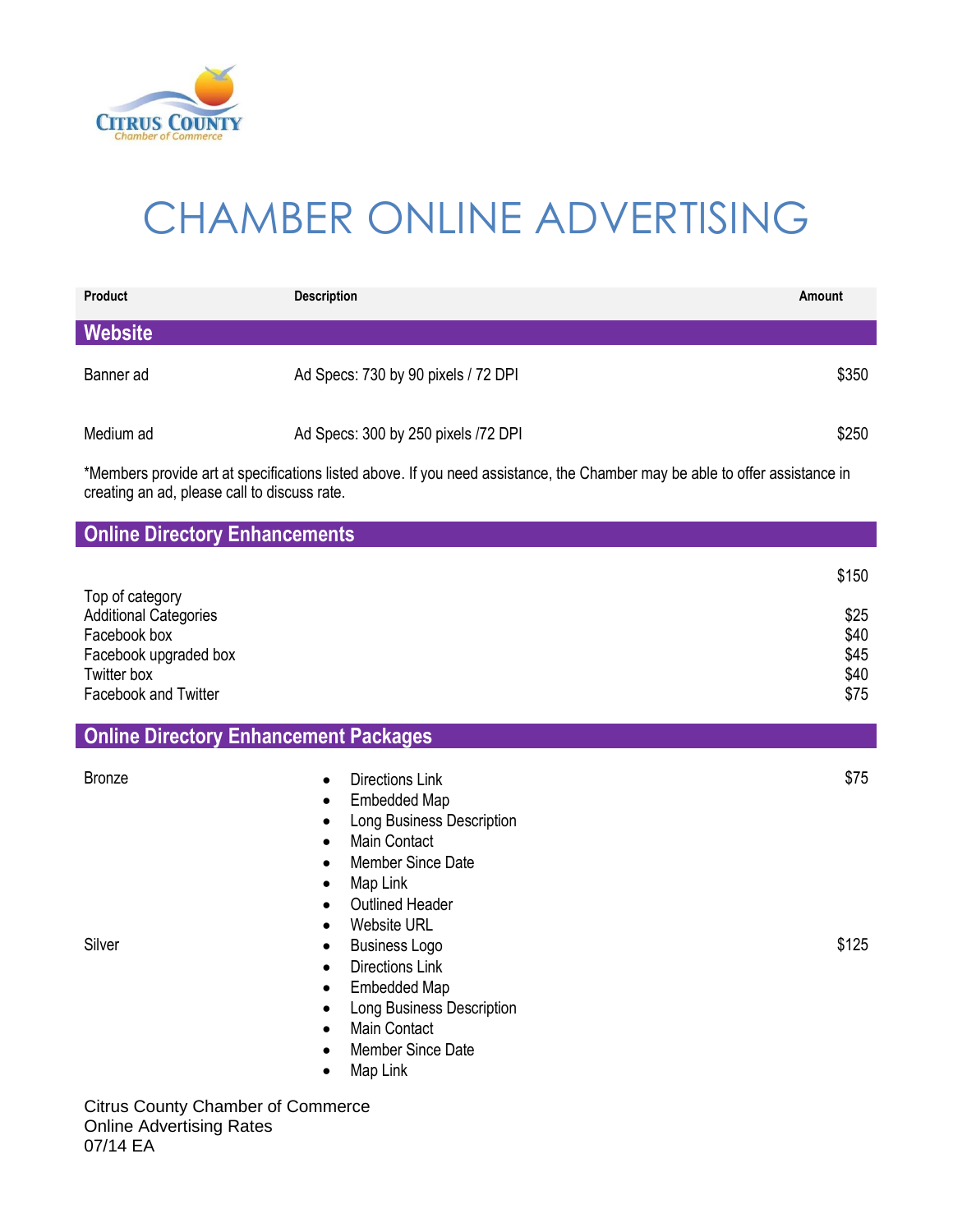Citrus County Chamber of Commerce

# CHAMBER ONLINE ADVERTISING

| Product | Description | Amount |
| --- | --- | --- |
| **Website** | | |
| Banner ad | Ad Specs: 730 by 90 pixels / 72 DPI | $350 |
| Medium ad | Ad Specs: 300 by 250 pixels /72 DPI | $250 |

*Members provide art at specifications listed above. If you need assistance, the Chamber may be able to offer assistance in creating an ad, please call to discuss rate.

## Online Directory Enhancements

| Product | Amount |
| --- | --- |
| Top of category | $150 |
| Additional Categories | $25 |
| Facebook box | $40 |
| Facebook upgraded box | $45 |
| Twitter box | $40 |
| Facebook and Twitter | $75 |

## Online Directory Enhancement Packages

| Product | Description | Amount |
| --- | --- | --- |
| Bronze | • Directions Link<br>• Embedded Map<br>• Long Business Description<br>• Main Contact<br>• Member Since Date<br>• Map Link<br>• Outlined Header<br>• Website URL | $75 |
| Silver | • Business Logo<br>• Directions Link<br>• Embedded Map<br>• Long Business Description<br>• Main Contact<br>• Member Since Date<br>• Map Link | $125 |

Citrus County Chamber of Commerce
Online Advertising Rates
07/14 EA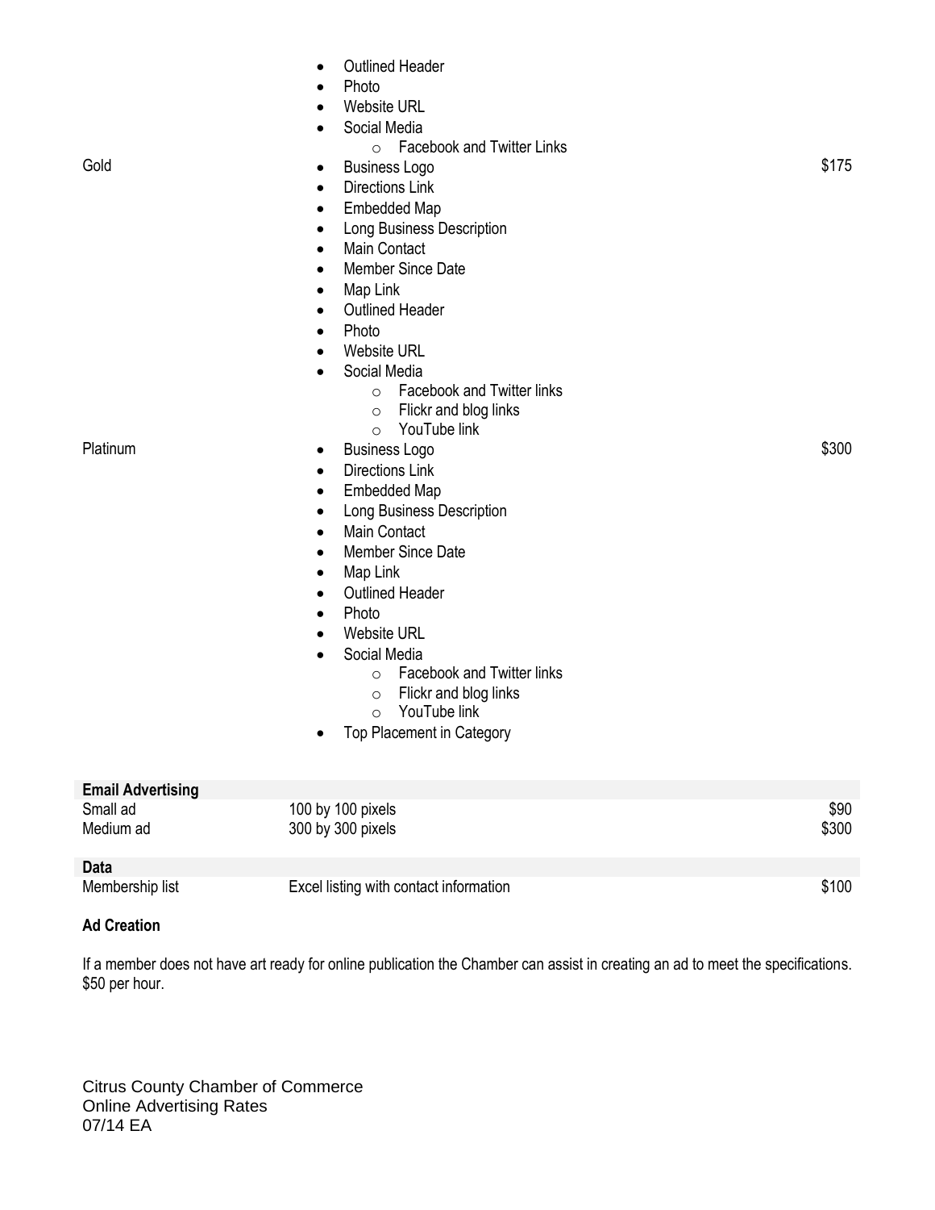| | | |
|---|---|---|
| | <ul><li>Outlined Header</li><li>Photo</li><li>Website URL</li><li>Social Media<ul><li>Facebook and Twitter Links</li></ul></li></ul> | |
| Gold | <ul><li>Business Logo</li><li>Directions Link</li><li>Embedded Map</li><li>Long Business Description</li><li>Main Contact</li><li>Member Since Date</li><li>Map Link</li><li>Outlined Header</li><li>Photo</li><li>Website URL</li><li>Social Media<ul><li>Facebook and Twitter links</li><li>Flickr and blog links</li><li>YouTube link</li></ul></li></ul> | $175 |
| Platinum | <ul><li>Business Logo</li><li>Directions Link</li><li>Embedded Map</li><li>Long Business Description</li><li>Main Contact</li><li>Member Since Date</li><li>Map Link</li><li>Outlined Header</li><li>Photo</li><li>Website URL</li><li>Social Media<ul><li>Facebook and Twitter links</li><li>Flickr and blog links</li><li>YouTube link</li></ul></li><li>Top Placement in Category</li></ul> | $300 |

| **Email Advertising** | | |
|---|---|---|
| Small ad | 100 by 100 pixels | $90 |
| Medium ad | 300 by 300 pixels | $300 |

| **Data** | | |
|---|---|---|
| Membership list | Excel listing with contact information | $100 |

**Ad Creation**

If a member does not have art ready for online publication the Chamber can assist in creating an ad to meet the specifications. $50 per hour.

Citrus County Chamber of Commerce
Online Advertising Rates
07/14 EA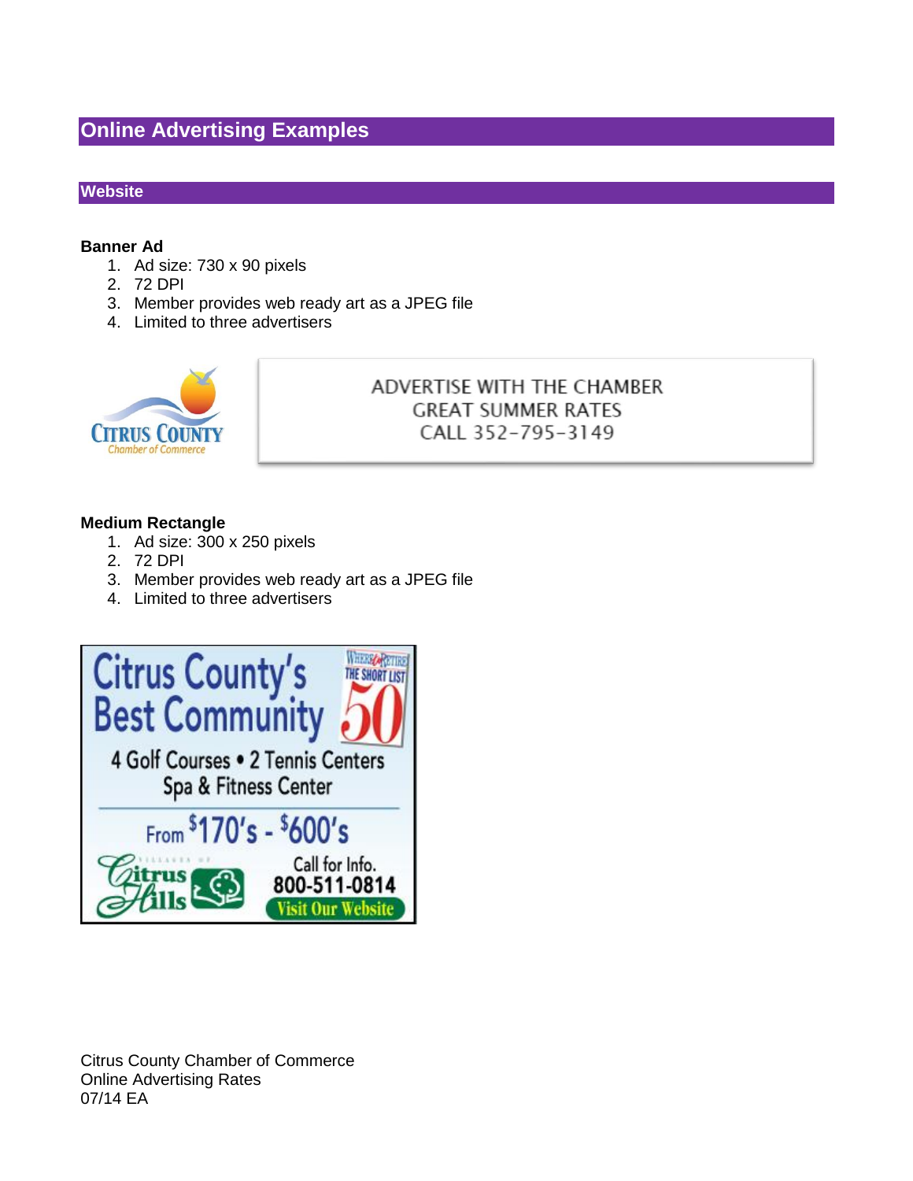# Online Advertising Examples

## Website

**Banner Ad**

1. Ad size: 730 x 90 pixels
2. 72 DPI
3. Member provides web ready art as a JPEG file
4. Limited to three advertisers

**Medium Rectangle**

1. Ad size: 300 x 250 pixels
2. 72 DPI
3. Member provides web ready art as a JPEG file
4. Limited to three advertisers

Citrus County Chamber of Commerce
Online Advertising Rates
07/14 EA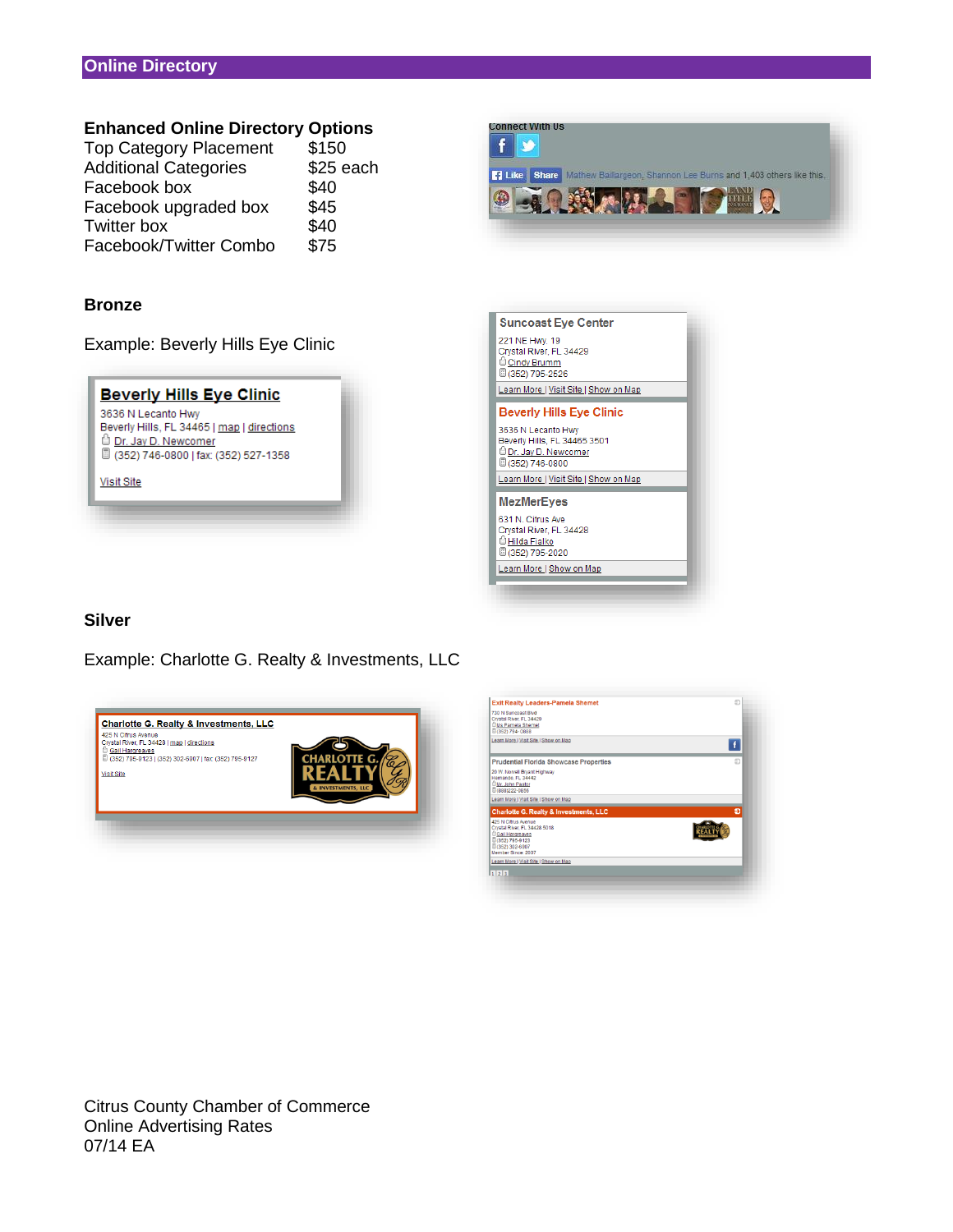## Online Directory

### Enhanced Online Directory Options

| Option | Price |
|---|---|
| Top Category Placement | $150 |
| Additional Categories | $25 each |
| Facebook box | $40 |
| Facebook upgraded box | $45 |
| Twitter box | $40 |
| Facebook/Twitter Combo | $75 |

### Bronze

Example: Beverly Hills Eye Clinic

### Silver

Example: Charlotte G. Realty & Investments, LLC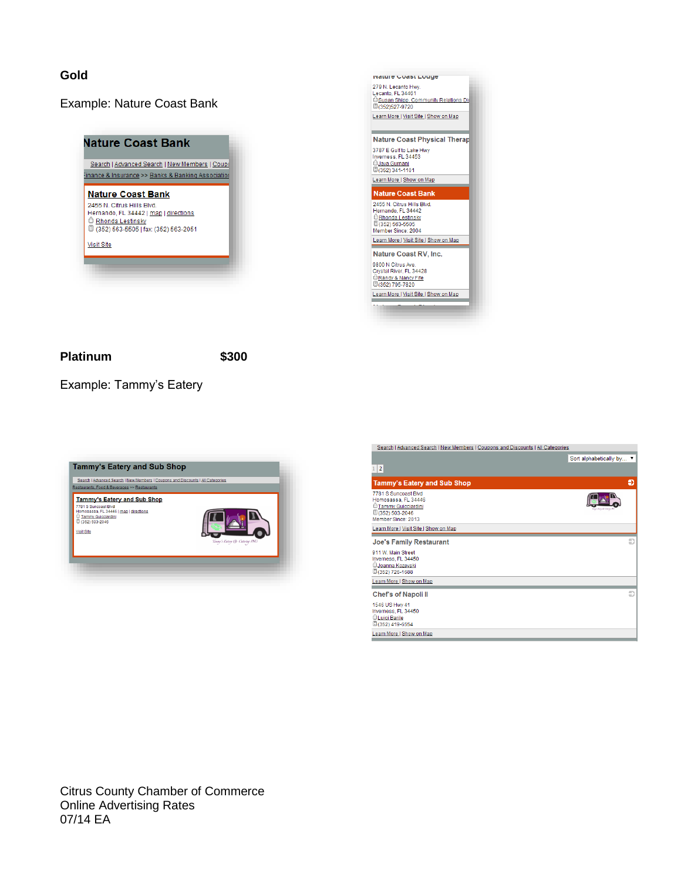**Gold**

Example: Nature Coast Bank

**Platinum** **$300**

Example: Tammy's Eatery

Citrus County Chamber of Commerce
Online Advertising Rates
07/14 EA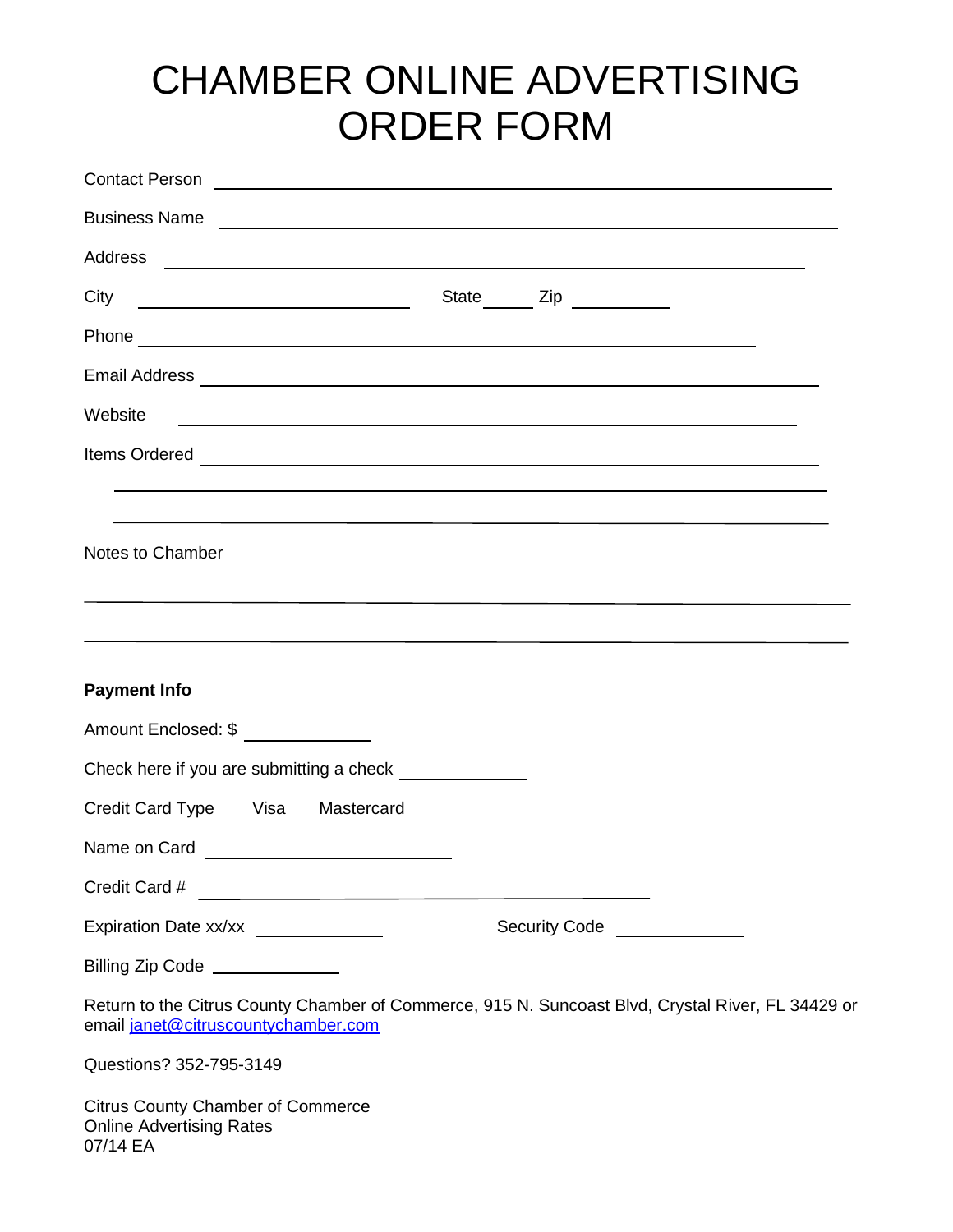# CHAMBER ONLINE ADVERTISING ORDER FORM

Contact Person \_\_\_\_\_\_\_\_\_\_\_\_\_\_\_\_\_\_\_\_\_\_\_\_\_\_\_\_\_\_\_\_\_\_\_\_\_\_\_\_

Business Name \_\_\_\_\_\_\_\_\_\_\_\_\_\_\_\_\_\_\_\_\_\_\_\_\_\_\_\_\_\_\_\_\_\_\_\_\_\_\_\_

Address \_\_\_\_\_\_\_\_\_\_\_\_\_\_\_\_\_\_\_\_\_\_\_\_\_\_\_\_\_\_\_\_\_\_\_\_\_\_\_\_

City \_\_\_\_\_\_\_\_\_\_\_\_\_\_\_\_\_\_ State \_\_\_\_\_ Zip \_\_\_\_\_\_\_\_\_

Phone \_\_\_\_\_\_\_\_\_\_\_\_\_\_\_\_\_\_\_\_\_\_\_\_\_\_\_\_\_\_\_\_\_\_\_\_\_\_\_\_

Email Address \_\_\_\_\_\_\_\_\_\_\_\_\_\_\_\_\_\_\_\_\_\_\_\_\_\_\_\_\_\_\_\_\_\_\_\_\_\_\_\_

Website \_\_\_\_\_\_\_\_\_\_\_\_\_\_\_\_\_\_\_\_\_\_\_\_\_\_\_\_\_\_\_\_\_\_\_\_\_\_\_\_

Items Ordered \_\_\_\_\_\_\_\_\_\_\_\_\_\_\_\_\_\_\_\_\_\_\_\_\_\_\_\_\_\_\_\_\_\_\_\_\_\_\_\_

\_\_\_\_\_\_\_\_\_\_\_\_\_\_\_\_\_\_\_\_\_\_\_\_\_\_\_\_\_\_\_\_\_\_\_\_\_\_\_\_\_\_\_\_\_\_\_\_

\_\_\_\_\_\_\_\_\_\_\_\_\_\_\_\_\_\_\_\_\_\_\_\_\_\_\_\_\_\_\_\_\_\_\_\_\_\_\_\_\_\_\_\_\_\_\_\_

Notes to Chamber \_\_\_\_\_\_\_\_\_\_\_\_\_\_\_\_\_\_\_\_\_\_\_\_\_\_\_\_\_\_\_\_\_\_\_\_\_\_\_\_

\_\_\_\_\_\_\_\_\_\_\_\_\_\_\_\_\_\_\_\_\_\_\_\_\_\_\_\_\_\_\_\_\_\_\_\_\_\_\_\_\_\_\_\_\_\_\_\_

\_\_\_\_\_\_\_\_\_\_\_\_\_\_\_\_\_\_\_\_\_\_\_\_\_\_\_\_\_\_\_\_\_\_\_\_\_\_\_\_\_\_\_\_\_\_\_\_

**Payment Info**

Amount Enclosed: $ \_\_\_\_\_\_\_\_\_\_

Check here if you are submitting a check \_\_\_\_\_\_\_\_\_\_

Credit Card Type Visa Mastercard

Name on Card \_\_\_\_\_\_\_\_\_\_\_\_\_\_\_\_\_\_\_\_

Credit Card # \_\_\_\_\_\_\_\_\_\_\_\_\_\_\_\_\_\_\_\_\_\_\_\_\_\_\_\_\_\_\_\_\_\_\_\_

Expiration Date xx/xx \_\_\_\_\_\_\_\_\_\_ Security Code \_\_\_\_\_\_\_\_\_\_

Billing Zip Code \_\_\_\_\_\_\_\_\_\_

Return to the Citrus County Chamber of Commerce, 915 N. Suncoast Blvd, Crystal River, FL 34429 or email janet@citruscountychamber.com

Questions? 352-795-3149

Citrus County Chamber of Commerce
Online Advertising Rates
07/14 EA